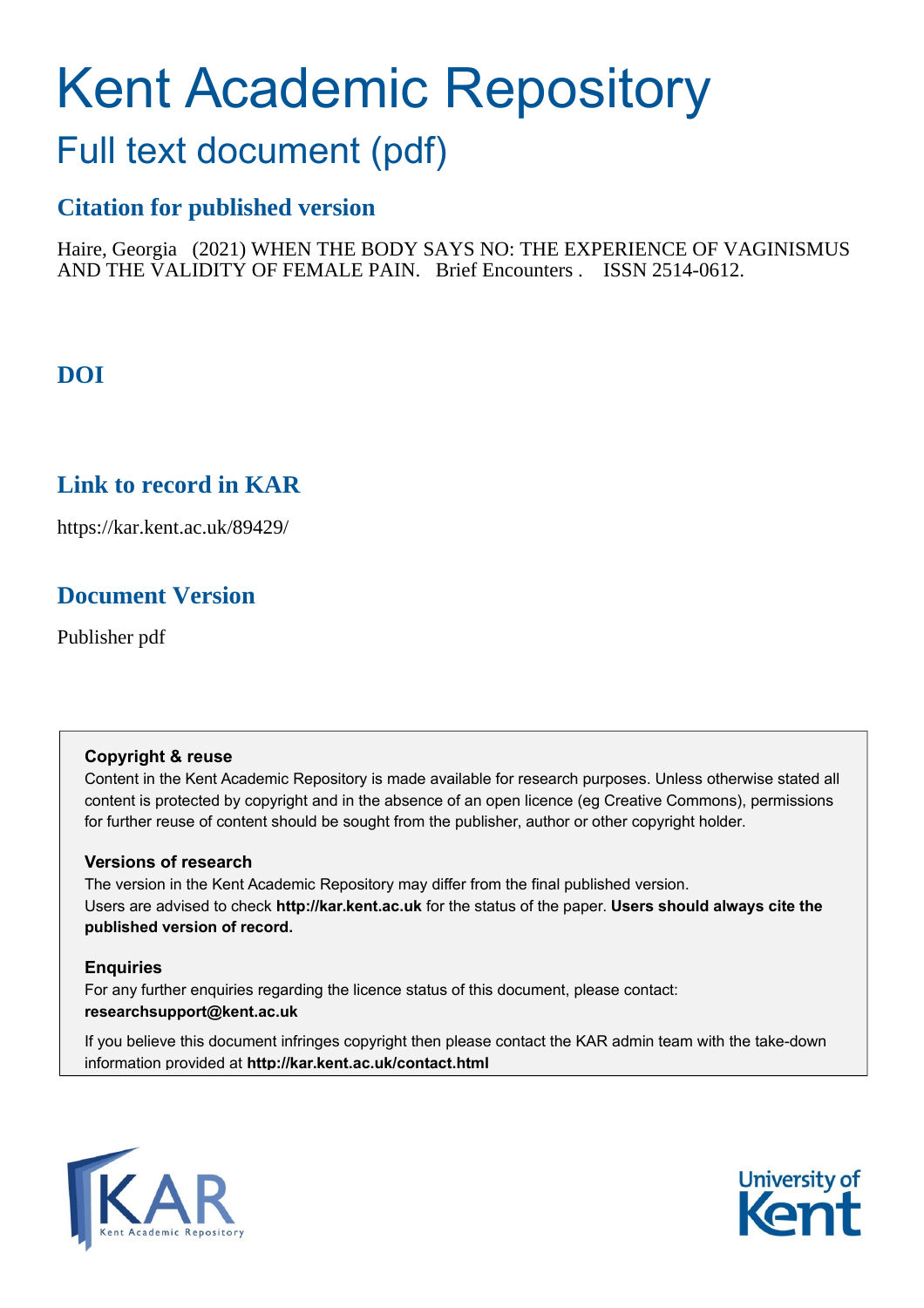# Kent Academic Repository

## Full text document (pdf)

### Citation for published version

Haire, Georgia (2021) WHEN THE BODY SAYS NO: THE EXPERIENCE OF VAGINISMUS AND THE VALIDITY OF FEMALE PAIN. Brief Encounters . ISSN 2514-0612.

### DOI

### Link to record in KAR

https://kar.kent.ac.uk/89429/

### Document Version

Publisher pdf

**Copyright & reuse**

Content in the Kent Academic Repository is made available for research purposes. Unless otherwise stated all content is protected by copyright and in the absence of an open licence (eg Creative Commons), permissions for further reuse of content should be sought from the publisher, author or other copyright holder.

**Versions of research**

The version in the Kent Academic Repository may differ from the final published version. Users are advised to check **http://kar.kent.ac.uk** for the status of the paper. **Users should always cite the published version of record.**

**Enquiries**

For any further enquiries regarding the licence status of this document, please contact: **researchsupport@kent.ac.uk**

If you believe this document infringes copyright then please contact the KAR admin team with the take-down information provided at **http://kar.kent.ac.uk/contact.html**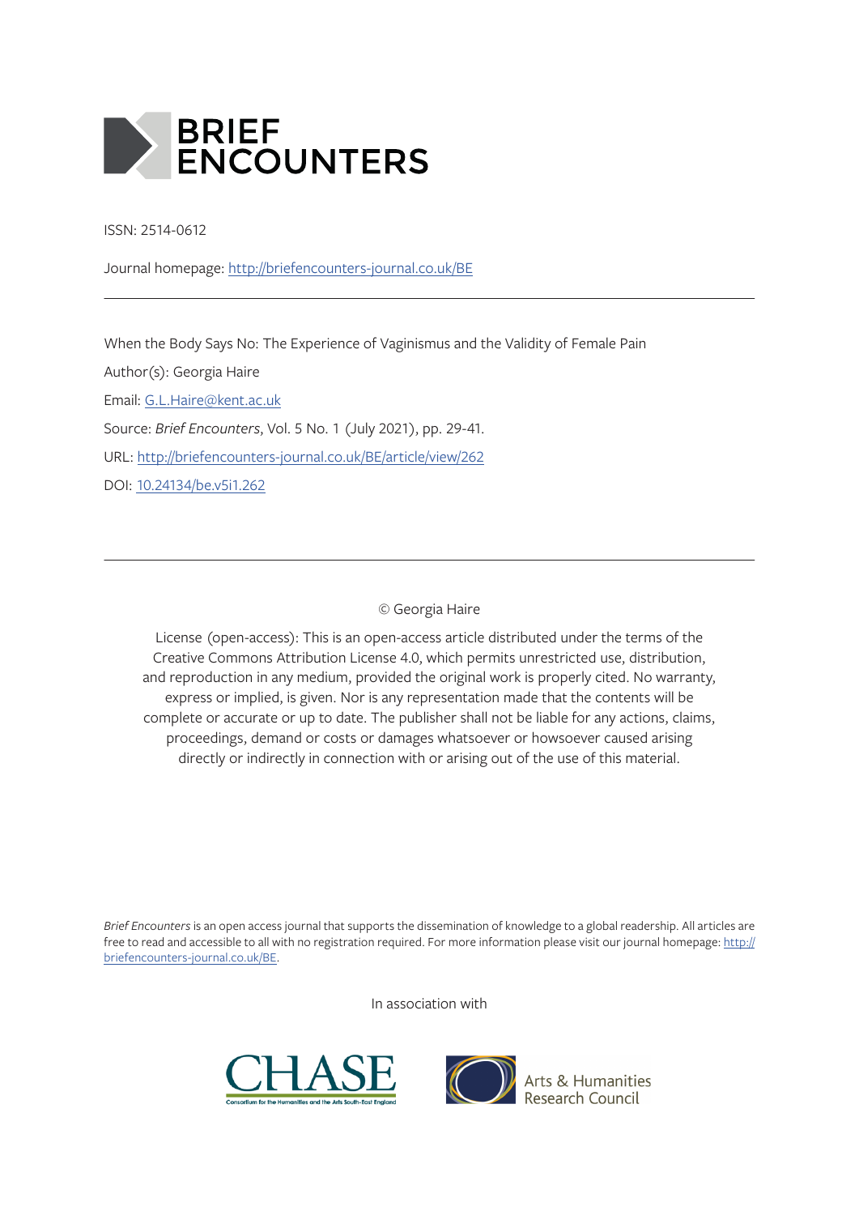# BRIEF ENCOUNTERS

ISSN: 2514-0612

Journal homepage: [http://briefencounters-journal.co.uk/BE](http://briefencounters-journal.co.uk/BE)

---

When the Body Says No: The Experience of Vaginismus and the Validity of Female Pain

Author(s): Georgia Haire

Email: [G.L.Haire@kent.ac.uk](mailto:G.L.Haire@kent.ac.uk)

Source: *Brief Encounters*, Vol. 5 No. 1 (July 2021), pp. 29-41.

URL: [http://briefencounters-journal.co.uk/BE/article/view/262](http://briefencounters-journal.co.uk/BE/article/view/262)

DOI: [10.24134/be.v5i1.262](10.24134/be.v5i1.262)

---

© Georgia Haire

License (open-access): This is an open-access article distributed under the terms of the Creative Commons Attribution License 4.0, which permits unrestricted use, distribution, and reproduction in any medium, provided the original work is properly cited. No warranty, express or implied, is given. Nor is any representation made that the contents will be complete or accurate or up to date. The publisher shall not be liable for any actions, claims, proceedings, demand or costs or damages whatsoever or howsoever caused arising directly or indirectly in connection with or arising out of the use of this material.

*Brief Encounters* is an open access journal that supports the dissemination of knowledge to a global readership. All articles are free to read and accessible to all with no registration required. For more information please visit our journal homepage: [http://briefencounters-journal.co.uk/BE](http://briefencounters-journal.co.uk/BE).

In association with

CHASE — Consortium for the Humanities and the Arts South-East England

Arts & Humanities Research Council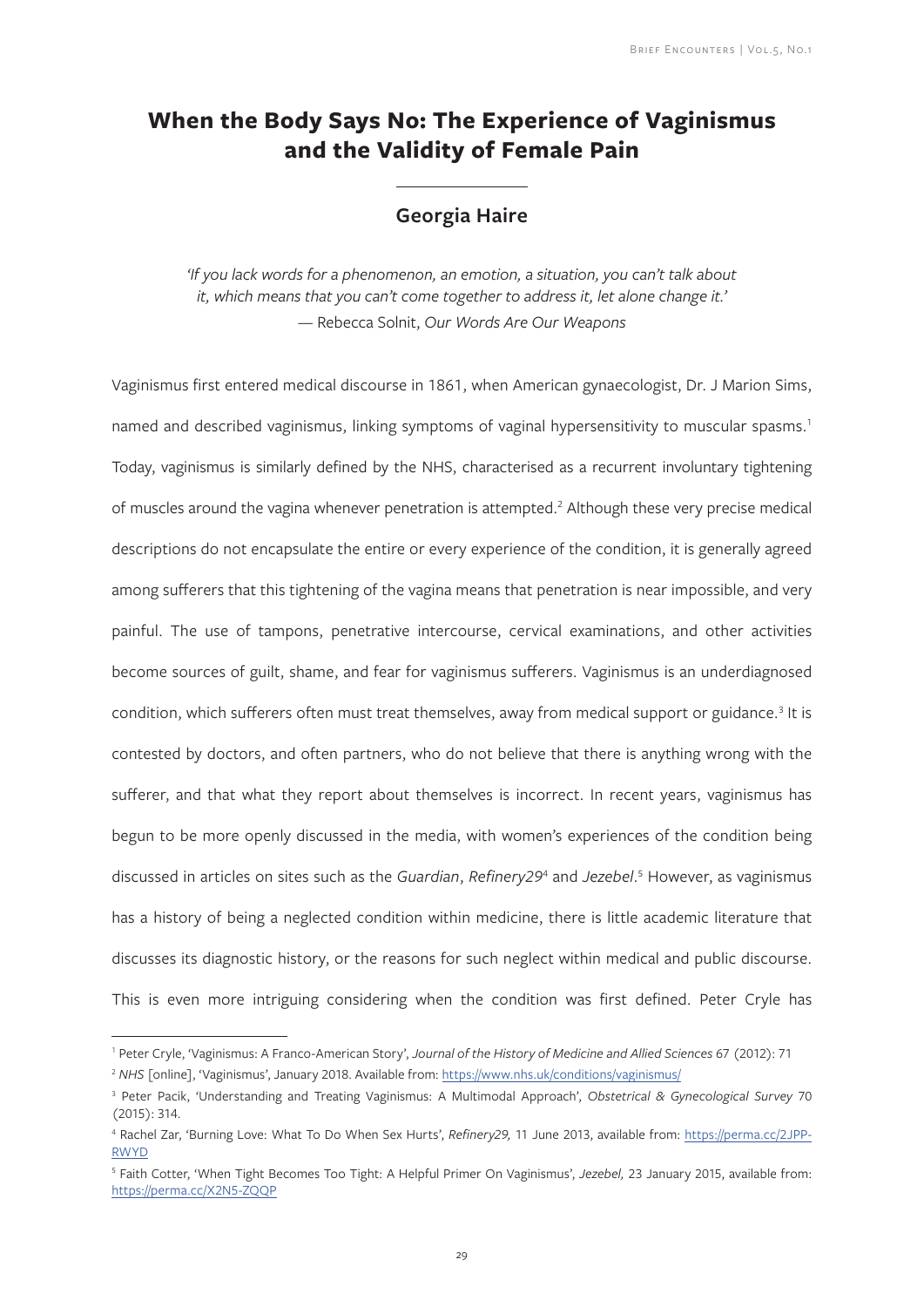# When the Body Says No: The Experience of Vaginismus and the Validity of Female Pain

## Georgia Haire

*'If you lack words for a phenomenon, an emotion, a situation, you can't talk about it, which means that you can't come together to address it, let alone change it.'*
— Rebecca Solnit, *Our Words Are Our Weapons*

Vaginismus first entered medical discourse in 1861, when American gynaecologist, Dr. J Marion Sims, named and described vaginismus, linking symptoms of vaginal hypersensitivity to muscular spasms.[1] Today, vaginismus is similarly defined by the NHS, characterised as a recurrent involuntary tightening of muscles around the vagina whenever penetration is attempted.[2] Although these very precise medical descriptions do not encapsulate the entire or every experience of the condition, it is generally agreed among sufferers that this tightening of the vagina means that penetration is near impossible, and very painful. The use of tampons, penetrative intercourse, cervical examinations, and other activities become sources of guilt, shame, and fear for vaginismus sufferers. Vaginismus is an underdiagnosed condition, which sufferers often must treat themselves, away from medical support or guidance.[3] It is contested by doctors, and often partners, who do not believe that there is anything wrong with the sufferer, and that what they report about themselves is incorrect. In recent years, vaginismus has begun to be more openly discussed in the media, with women's experiences of the condition being discussed in articles on sites such as the *Guardian*, *Refinery29*[4] and *Jezebel*.[5] However, as vaginismus has a history of being a neglected condition within medicine, there is little academic literature that discusses its diagnostic history, or the reasons for such neglect within medical and public discourse. This is even more intriguing considering when the condition was first defined. Peter Cryle has

---

[1] Peter Cryle, 'Vaginismus: A Franco-American Story', *Journal of the History of Medicine and Allied Sciences* 67 (2012): 71

[2] *NHS* [online], 'Vaginismus', January 2018. Available from: https://www.nhs.uk/conditions/vaginismus/

[3] Peter Pacik, 'Understanding and Treating Vaginismus: A Multimodal Approach', *Obstetrical & Gynecological Survey* 70 (2015): 314.

[4] Rachel Zar, 'Burning Love: What To Do When Sex Hurts', *Refinery29,* 11 June 2013, available from: https://perma.cc/2JPP-RWYD

[5] Faith Cotter, 'When Tight Becomes Too Tight: A Helpful Primer On Vaginismus', *Jezebel,* 23 January 2015, available from: https://perma.cc/X2N5-ZQQP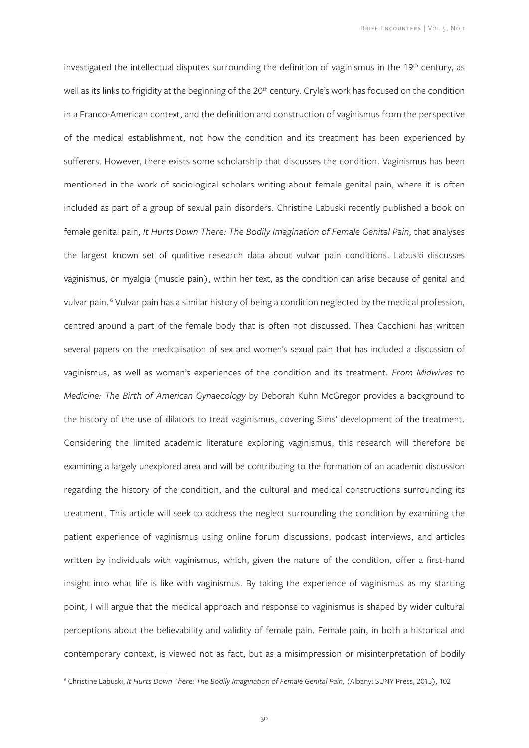investigated the intellectual disputes surrounding the definition of vaginismus in the 19th century, as well as its links to frigidity at the beginning of the 20th century. Cryle's work has focused on the condition in a Franco-American context, and the definition and construction of vaginismus from the perspective of the medical establishment, not how the condition and its treatment has been experienced by sufferers. However, there exists some scholarship that discusses the condition. Vaginismus has been mentioned in the work of sociological scholars writing about female genital pain, where it is often included as part of a group of sexual pain disorders. Christine Labuski recently published a book on female genital pain, *It Hurts Down There: The Bodily Imagination of Female Genital Pain,* that analyses the largest known set of qualitive research data about vulvar pain conditions. Labuski discusses vaginismus, or myalgia (muscle pain), within her text, as the condition can arise because of genital and vulvar pain. [6] Vulvar pain has a similar history of being a condition neglected by the medical profession, centred around a part of the female body that is often not discussed. Thea Cacchioni has written several papers on the medicalisation of sex and women's sexual pain that has included a discussion of vaginismus, as well as women's experiences of the condition and its treatment. *From Midwives to Medicine: The Birth of American Gynaecology* by Deborah Kuhn McGregor provides a background to the history of the use of dilators to treat vaginismus, covering Sims' development of the treatment. Considering the limited academic literature exploring vaginismus, this research will therefore be examining a largely unexplored area and will be contributing to the formation of an academic discussion regarding the history of the condition, and the cultural and medical constructions surrounding its treatment. This article will seek to address the neglect surrounding the condition by examining the patient experience of vaginismus using online forum discussions, podcast interviews, and articles written by individuals with vaginismus, which, given the nature of the condition, offer a first-hand insight into what life is like with vaginismus. By taking the experience of vaginismus as my starting point, I will argue that the medical approach and response to vaginismus is shaped by wider cultural perceptions about the believability and validity of female pain. Female pain, in both a historical and contemporary context, is viewed not as fact, but as a misimpression or misinterpretation of bodily

---

[6] Christine Labuski, *It Hurts Down There: The Bodily Imagination of Female Genital Pain,* (Albany: SUNY Press, 2015), 102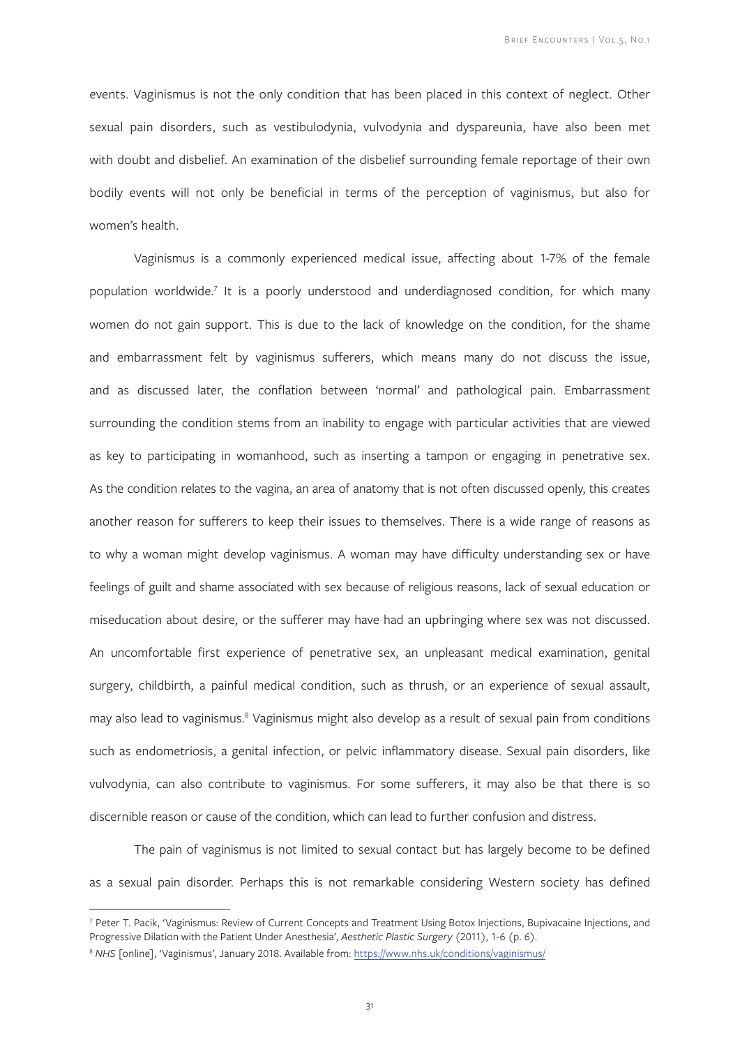events. Vaginismus is not the only condition that has been placed in this context of neglect. Other sexual pain disorders, such as vestibulodynia, vulvodynia and dyspareunia, have also been met with doubt and disbelief. An examination of the disbelief surrounding female reportage of their own bodily events will not only be beneficial in terms of the perception of vaginismus, but also for women's health.

Vaginismus is a commonly experienced medical issue, affecting about 1-7% of the female population worldwide.[7] It is a poorly understood and underdiagnosed condition, for which many women do not gain support. This is due to the lack of knowledge on the condition, for the shame and embarrassment felt by vaginismus sufferers, which means many do not discuss the issue, and as discussed later, the conflation between 'normal' and pathological pain. Embarrassment surrounding the condition stems from an inability to engage with particular activities that are viewed as key to participating in womanhood, such as inserting a tampon or engaging in penetrative sex. As the condition relates to the vagina, an area of anatomy that is not often discussed openly, this creates another reason for sufferers to keep their issues to themselves. There is a wide range of reasons as to why a woman might develop vaginismus. A woman may have difficulty understanding sex or have feelings of guilt and shame associated with sex because of religious reasons, lack of sexual education or miseducation about desire, or the sufferer may have had an upbringing where sex was not discussed. An uncomfortable first experience of penetrative sex, an unpleasant medical examination, genital surgery, childbirth, a painful medical condition, such as thrush, or an experience of sexual assault, may also lead to vaginismus.[8] Vaginismus might also develop as a result of sexual pain from conditions such as endometriosis, a genital infection, or pelvic inflammatory disease. Sexual pain disorders, like vulvodynia, can also contribute to vaginismus. For some sufferers, it may also be that there is so discernible reason or cause of the condition, which can lead to further confusion and distress.

The pain of vaginismus is not limited to sexual contact but has largely become to be defined as a sexual pain disorder. Perhaps this is not remarkable considering Western society has defined

---

[7] Peter T. Pacik, 'Vaginismus: Review of Current Concepts and Treatment Using Botox Injections, Bupivacaine Injections, and Progressive Dilation with the Patient Under Anesthesia', *Aesthetic Plastic Surgery* (2011), 1-6 (p. 6).

[8] *NHS* [online], 'Vaginismus', January 2018. Available from: https://www.nhs.uk/conditions/vaginismus/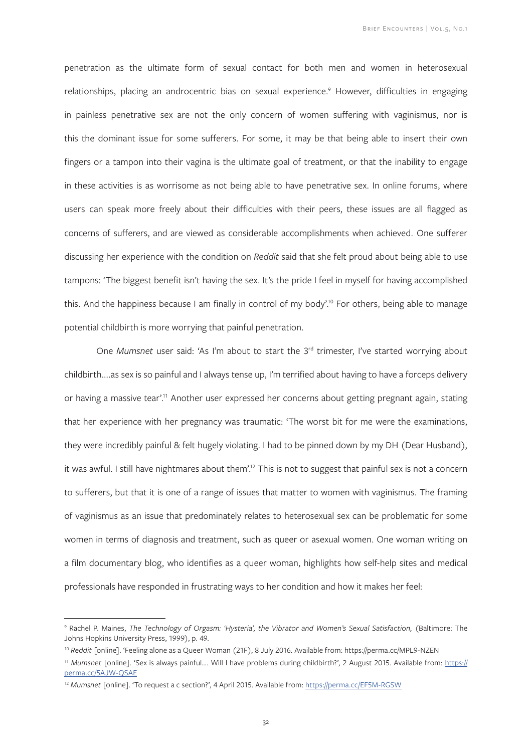penetration as the ultimate form of sexual contact for both men and women in heterosexual relationships, placing an androcentric bias on sexual experience.[9] However, difficulties in engaging in painless penetrative sex are not the only concern of women suffering with vaginismus, nor is this the dominant issue for some sufferers. For some, it may be that being able to insert their own fingers or a tampon into their vagina is the ultimate goal of treatment, or that the inability to engage in these activities is as worrisome as not being able to have penetrative sex. In online forums, where users can speak more freely about their difficulties with their peers, these issues are all flagged as concerns of sufferers, and are viewed as considerable accomplishments when achieved. One sufferer discussing her experience with the condition on *Reddit* said that she felt proud about being able to use tampons: 'The biggest benefit isn't having the sex. It's the pride I feel in myself for having accomplished this. And the happiness because I am finally in control of my body'.[10] For others, being able to manage potential childbirth is more worrying that painful penetration.

One *Mumsnet* user said: 'As I'm about to start the 3rd trimester, I've started worrying about childbirth….as sex is so painful and I always tense up, I'm terrified about having to have a forceps delivery or having a massive tear'.[11] Another user expressed her concerns about getting pregnant again, stating that her experience with her pregnancy was traumatic: 'The worst bit for me were the examinations, they were incredibly painful & felt hugely violating. I had to be pinned down by my DH (Dear Husband), it was awful. I still have nightmares about them'.[12] This is not to suggest that painful sex is not a concern to sufferers, but that it is one of a range of issues that matter to women with vaginismus. The framing of vaginismus as an issue that predominately relates to heterosexual sex can be problematic for some women in terms of diagnosis and treatment, such as queer or asexual women. One woman writing on a film documentary blog, who identifies as a queer woman, highlights how self-help sites and medical professionals have responded in frustrating ways to her condition and how it makes her feel:

---

[9] Rachel P. Maines, *The Technology of Orgasm: 'Hysteria', the Vibrator and Women's Sexual Satisfaction,* (Baltimore: The Johns Hopkins University Press, 1999), p. 49.

[10] *Reddit* [online]. 'Feeling alone as a Queer Woman (21F), 8 July 2016. Available from: https://perma.cc/MPL9-NZEN

[11] *Mumsnet* [online]. 'Sex is always painful…. Will I have problems during childbirth?', 2 August 2015. Available from: https://perma.cc/5AJW-QSAE

[12] *Mumsnet* [online]. 'To request a c section?', 4 April 2015. Available from: https://perma.cc/EF5M-RGSW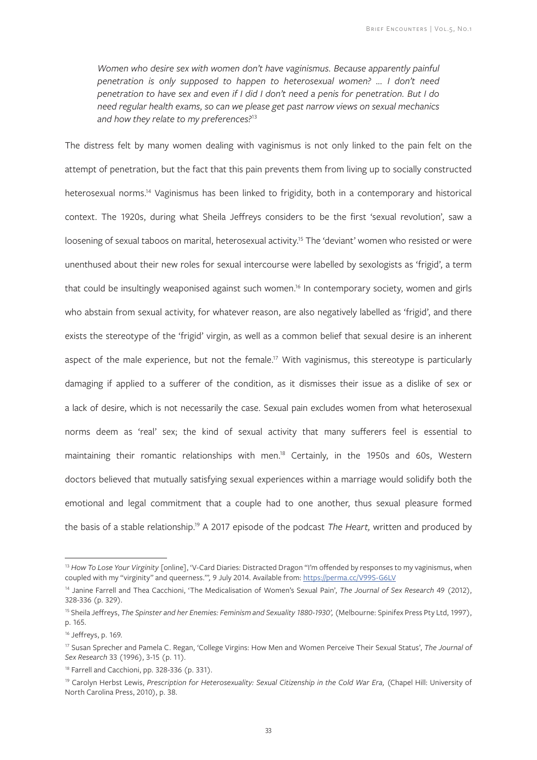*Women who desire sex with women don't have vaginismus. Because apparently painful penetration is only supposed to happen to heterosexual women? … I don't need penetration to have sex and even if I did I don't need a penis for penetration. But I do need regular health exams, so can we please get past narrow views on sexual mechanics and how they relate to my preferences?*[13]

The distress felt by many women dealing with vaginismus is not only linked to the pain felt on the attempt of penetration, but the fact that this pain prevents them from living up to socially constructed heterosexual norms.[14] Vaginismus has been linked to frigidity, both in a contemporary and historical context. The 1920s, during what Sheila Jeffreys considers to be the first 'sexual revolution', saw a loosening of sexual taboos on marital, heterosexual activity.[15] The 'deviant' women who resisted or were unenthused about their new roles for sexual intercourse were labelled by sexologists as 'frigid', a term that could be insultingly weaponised against such women.[16] In contemporary society, women and girls who abstain from sexual activity, for whatever reason, are also negatively labelled as 'frigid', and there exists the stereotype of the 'frigid' virgin, as well as a common belief that sexual desire is an inherent aspect of the male experience, but not the female.[17] With vaginismus, this stereotype is particularly damaging if applied to a sufferer of the condition, as it dismisses their issue as a dislike of sex or a lack of desire, which is not necessarily the case. Sexual pain excludes women from what heterosexual norms deem as 'real' sex; the kind of sexual activity that many sufferers feel is essential to maintaining their romantic relationships with men.[18] Certainly, in the 1950s and 60s, Western doctors believed that mutually satisfying sexual experiences within a marriage would solidify both the emotional and legal commitment that a couple had to one another, thus sexual pleasure formed the basis of a stable relationship.[19] A 2017 episode of the podcast *The Heart,* written and produced by

---

[13] *How To Lose Your Virginity* [online], 'V-Card Diaries: Distracted Dragon "I'm offended by responses to my vaginismus, when coupled with my "virginity" and queerness."', 9 July 2014. Available from: https://perma.cc/V99S-G6LV

[14] Janine Farrell and Thea Cacchioni, 'The Medicalisation of Women's Sexual Pain', *The Journal of Sex Research* 49 (2012), 328-336 (p. 329).

[15] Sheila Jeffreys, *The Spinster and her Enemies: Feminism and Sexuality 1880-1930',* (Melbourne: Spinifex Press Pty Ltd, 1997), p. 165.

[16] Jeffreys, p. 169.

[17] Susan Sprecher and Pamela C. Regan, 'College Virgins: How Men and Women Perceive Their Sexual Status', *The Journal of Sex Research* 33 (1996), 3-15 (p. 11).

[18] Farrell and Cacchioni, pp. 328-336 (p. 331).

[19] Carolyn Herbst Lewis, *Prescription for Heterosexuality: Sexual Citizenship in the Cold War Era,* (Chapel Hill: University of North Carolina Press, 2010), p. 38.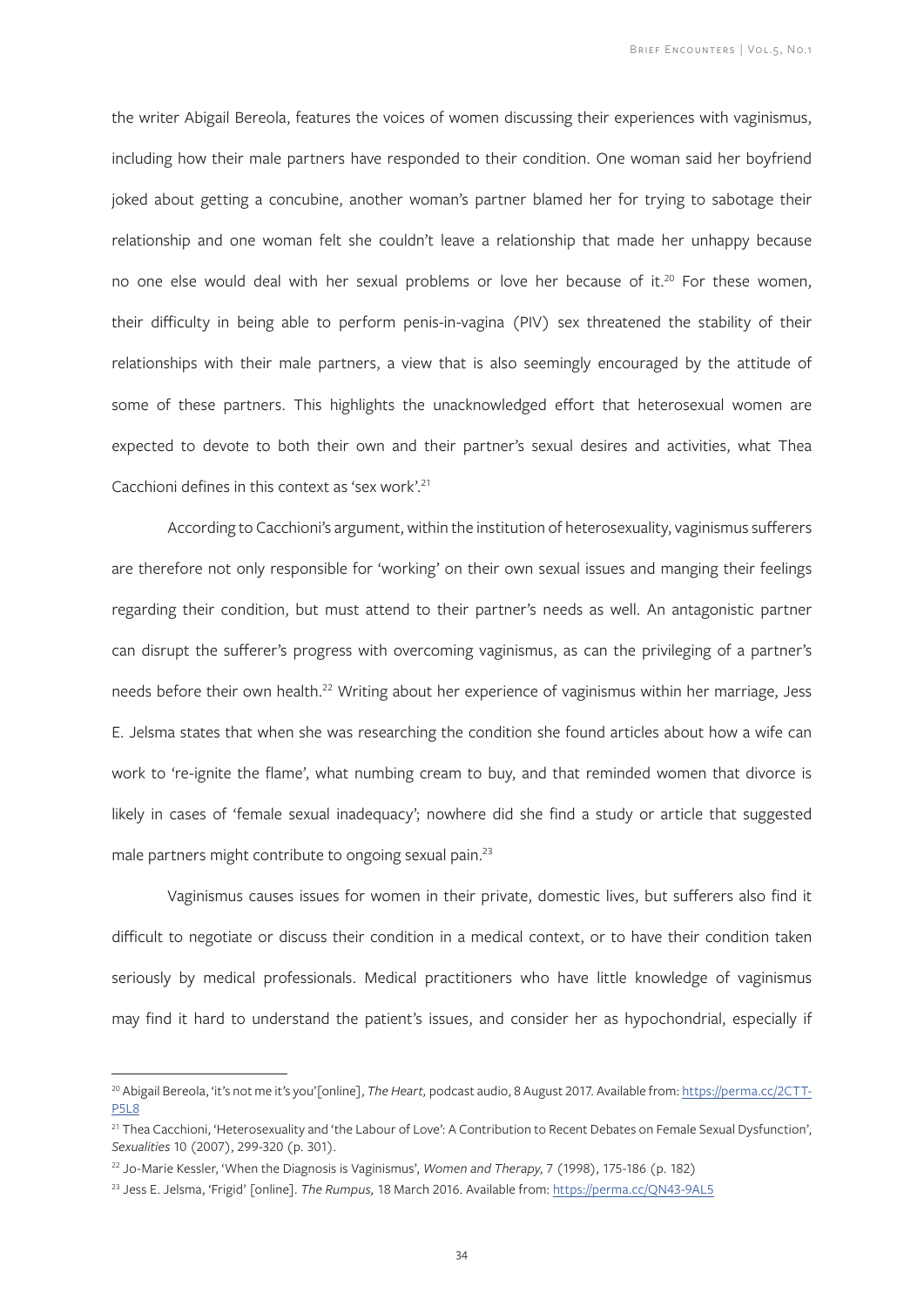the writer Abigail Bereola, features the voices of women discussing their experiences with vaginismus, including how their male partners have responded to their condition. One woman said her boyfriend joked about getting a concubine, another woman's partner blamed her for trying to sabotage their relationship and one woman felt she couldn't leave a relationship that made her unhappy because no one else would deal with her sexual problems or love her because of it.[20] For these women, their difficulty in being able to perform penis-in-vagina (PIV) sex threatened the stability of their relationships with their male partners, a view that is also seemingly encouraged by the attitude of some of these partners. This highlights the unacknowledged effort that heterosexual women are expected to devote to both their own and their partner's sexual desires and activities, what Thea Cacchioni defines in this context as 'sex work'.[21]

According to Cacchioni's argument, within the institution of heterosexuality, vaginismus sufferers are therefore not only responsible for 'working' on their own sexual issues and manging their feelings regarding their condition, but must attend to their partner's needs as well. An antagonistic partner can disrupt the sufferer's progress with overcoming vaginismus, as can the privileging of a partner's needs before their own health.[22] Writing about her experience of vaginismus within her marriage, Jess E. Jelsma states that when she was researching the condition she found articles about how a wife can work to 're-ignite the flame', what numbing cream to buy, and that reminded women that divorce is likely in cases of 'female sexual inadequacy'; nowhere did she find a study or article that suggested male partners might contribute to ongoing sexual pain.[23]

Vaginismus causes issues for women in their private, domestic lives, but sufferers also find it difficult to negotiate or discuss their condition in a medical context, or to have their condition taken seriously by medical professionals. Medical practitioners who have little knowledge of vaginismus may find it hard to understand the patient's issues, and consider her as hypochondrial, especially if

---

[20] Abigail Bereola, 'it's not me it's you'[online], *The Heart,* podcast audio, 8 August 2017. Available from: https://perma.cc/2CTT-P5L8

[21] Thea Cacchioni, 'Heterosexuality and 'the Labour of Love': A Contribution to Recent Debates on Female Sexual Dysfunction', *Sexualities* 10 (2007), 299-320 (p. 301).

[22] Jo-Marie Kessler, 'When the Diagnosis is Vaginismus', *Women and Therapy*, 7 (1998), 175-186 (p. 182)

[23] Jess E. Jelsma, 'Frigid' [online]. *The Rumpus,* 18 March 2016. Available from: https://perma.cc/QN43-9AL5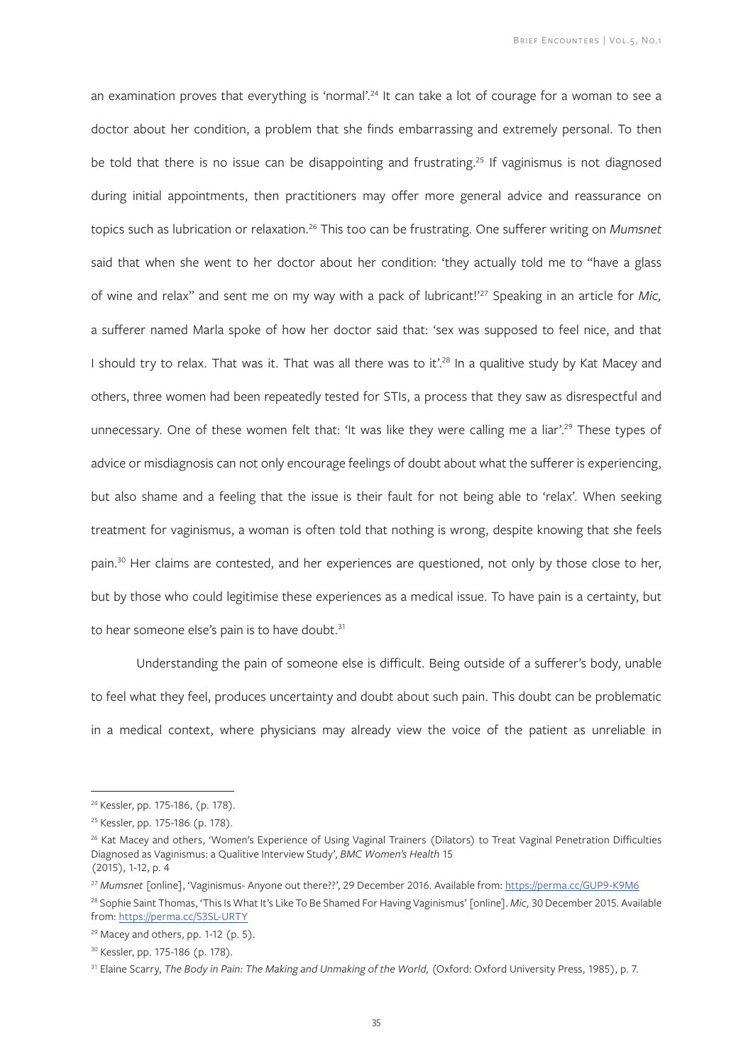an examination proves that everything is 'normal'.[24] It can take a lot of courage for a woman to see a doctor about her condition, a problem that she finds embarrassing and extremely personal. To then be told that there is no issue can be disappointing and frustrating.[25] If vaginismus is not diagnosed during initial appointments, then practitioners may offer more general advice and reassurance on topics such as lubrication or relaxation.[26] This too can be frustrating. One sufferer writing on *Mumsnet* said that when she went to her doctor about her condition: 'they actually told me to "have a glass of wine and relax" and sent me on my way with a pack of lubricant!'[27] Speaking in an article for *Mic,* a sufferer named Marla spoke of how her doctor said that: 'sex was supposed to feel nice, and that I should try to relax. That was it. That was all there was to it'.[28] In a qualitive study by Kat Macey and others, three women had been repeatedly tested for STIs, a process that they saw as disrespectful and unnecessary. One of these women felt that: 'It was like they were calling me a liar'.[29] These types of advice or misdiagnosis can not only encourage feelings of doubt about what the sufferer is experiencing, but also shame and a feeling that the issue is their fault for not being able to 'relax'. When seeking treatment for vaginismus, a woman is often told that nothing is wrong, despite knowing that she feels pain.[30] Her claims are contested, and her experiences are questioned, not only by those close to her, but by those who could legitimise these experiences as a medical issue. To have pain is a certainty, but to hear someone else's pain is to have doubt.[31]

Understanding the pain of someone else is difficult. Being outside of a sufferer's body, unable to feel what they feel, produces uncertainty and doubt about such pain. This doubt can be problematic in a medical context, where physicians may already view the voice of the patient as unreliable in

---

[24] Kessler, pp. 175-186, (p. 178).

[25] Kessler, pp. 175-186 (p. 178).

[26] Kat Macey and others, 'Women's Experience of Using Vaginal Trainers (Dilators) to Treat Vaginal Penetration Difficulties Diagnosed as Vaginismus: a Qualitive Interview Study', *BMC Women's Health* 15 (2015), 1-12, p. 4

[27] *Mumsnet* [online], 'Vaginismus- Anyone out there??', 29 December 2016. Available from: https://perma.cc/GUP9-K9M6

[28] Sophie Saint Thomas, 'This Is What It's Like To Be Shamed For Having Vaginismus' [online]. *Mic,* 30 December 2015. Available from: https://perma.cc/S3SL-URTY

[29] Macey and others, pp. 1-12 (p. 5).

[30] Kessler, pp. 175-186 (p. 178).

[31] Elaine Scarry, *The Body in Pain: The Making and Unmaking of the World,* (Oxford: Oxford University Press, 1985), p. 7.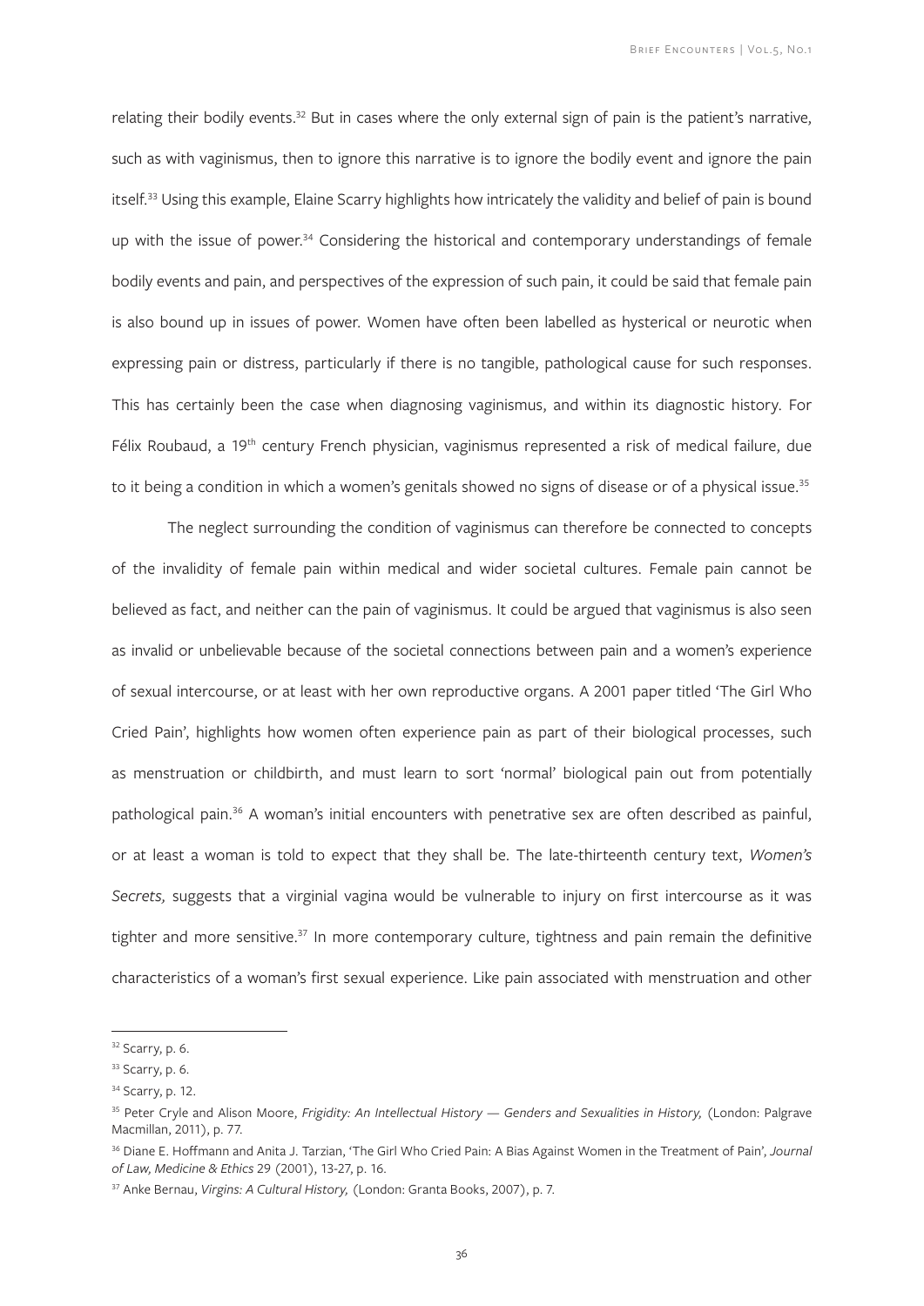relating their bodily events.[32] But in cases where the only external sign of pain is the patient's narrative, such as with vaginismus, then to ignore this narrative is to ignore the bodily event and ignore the pain itself.[33] Using this example, Elaine Scarry highlights how intricately the validity and belief of pain is bound up with the issue of power.[34] Considering the historical and contemporary understandings of female bodily events and pain, and perspectives of the expression of such pain, it could be said that female pain is also bound up in issues of power. Women have often been labelled as hysterical or neurotic when expressing pain or distress, particularly if there is no tangible, pathological cause for such responses. This has certainly been the case when diagnosing vaginismus, and within its diagnostic history. For Félix Roubaud, a 19th century French physician, vaginismus represented a risk of medical failure, due to it being a condition in which a women's genitals showed no signs of disease or of a physical issue.[35]

The neglect surrounding the condition of vaginismus can therefore be connected to concepts of the invalidity of female pain within medical and wider societal cultures. Female pain cannot be believed as fact, and neither can the pain of vaginismus. It could be argued that vaginismus is also seen as invalid or unbelievable because of the societal connections between pain and a women's experience of sexual intercourse, or at least with her own reproductive organs. A 2001 paper titled 'The Girl Who Cried Pain', highlights how women often experience pain as part of their biological processes, such as menstruation or childbirth, and must learn to sort 'normal' biological pain out from potentially pathological pain.[36] A woman's initial encounters with penetrative sex are often described as painful, or at least a woman is told to expect that they shall be. The late-thirteenth century text, *Women's Secrets,* suggests that a virginial vagina would be vulnerable to injury on first intercourse as it was tighter and more sensitive.[37] In more contemporary culture, tightness and pain remain the definitive characteristics of a woman's first sexual experience. Like pain associated with menstruation and other

---

[32] Scarry, p. 6.

[33] Scarry, p. 6.

[34] Scarry, p. 12.

[35] Peter Cryle and Alison Moore, *Frigidity: An Intellectual History — Genders and Sexualities in History,* (London: Palgrave Macmillan, 2011), p. 77.

[36] Diane E. Hoffmann and Anita J. Tarzian, 'The Girl Who Cried Pain: A Bias Against Women in the Treatment of Pain', *Journal of Law, Medicine & Ethics* 29 (2001), 13-27, p. 16.

[37] Anke Bernau, *Virgins: A Cultural History,* (London: Granta Books, 2007), p. 7.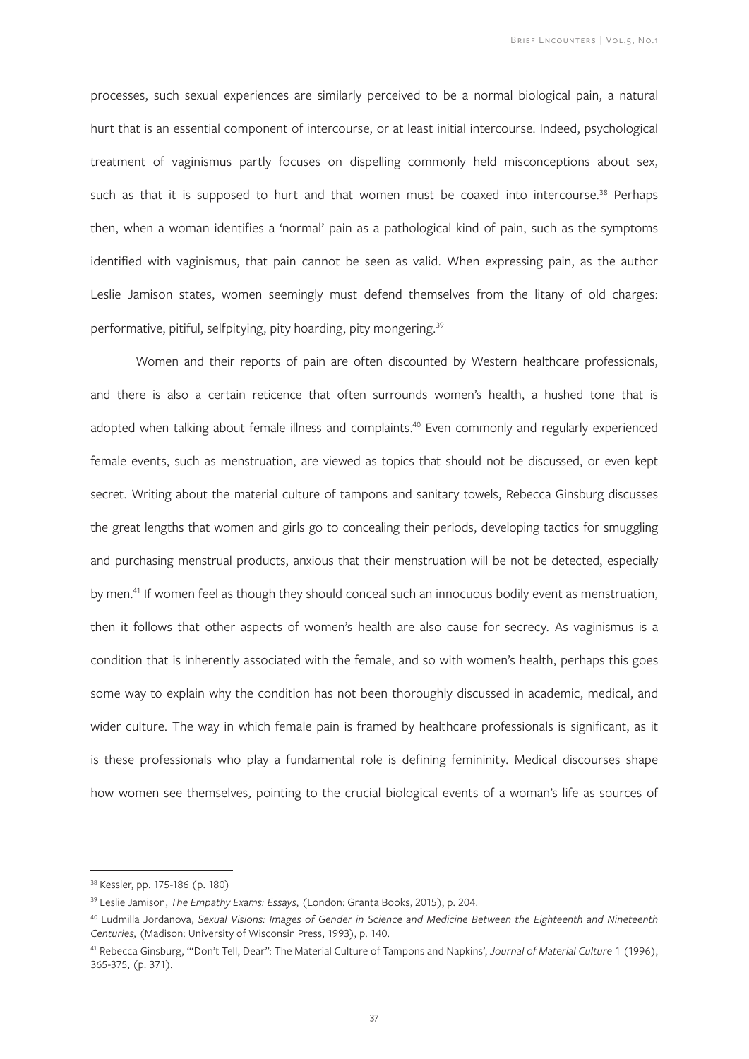processes, such sexual experiences are similarly perceived to be a normal biological pain, a natural hurt that is an essential component of intercourse, or at least initial intercourse. Indeed, psychological treatment of vaginismus partly focuses on dispelling commonly held misconceptions about sex, such as that it is supposed to hurt and that women must be coaxed into intercourse.[38] Perhaps then, when a woman identifies a 'normal' pain as a pathological kind of pain, such as the symptoms identified with vaginismus, that pain cannot be seen as valid. When expressing pain, as the author Leslie Jamison states, women seemingly must defend themselves from the litany of old charges: performative, pitiful, selfpitying, pity hoarding, pity mongering.[39]

Women and their reports of pain are often discounted by Western healthcare professionals, and there is also a certain reticence that often surrounds women's health, a hushed tone that is adopted when talking about female illness and complaints.[40] Even commonly and regularly experienced female events, such as menstruation, are viewed as topics that should not be discussed, or even kept secret. Writing about the material culture of tampons and sanitary towels, Rebecca Ginsburg discusses the great lengths that women and girls go to concealing their periods, developing tactics for smuggling and purchasing menstrual products, anxious that their menstruation will be not be detected, especially by men.[41] If women feel as though they should conceal such an innocuous bodily event as menstruation, then it follows that other aspects of women's health are also cause for secrecy. As vaginismus is a condition that is inherently associated with the female, and so with women's health, perhaps this goes some way to explain why the condition has not been thoroughly discussed in academic, medical, and wider culture. The way in which female pain is framed by healthcare professionals is significant, as it is these professionals who play a fundamental role is defining femininity. Medical discourses shape how women see themselves, pointing to the crucial biological events of a woman's life as sources of

---

[38] Kessler, pp. 175-186 (p. 180)

[39] Leslie Jamison, *The Empathy Exams: Essays,* (London: Granta Books, 2015), p. 204.

[40] Ludmilla Jordanova, *Sexual Visions: Images of Gender in Science and Medicine Between the Eighteenth and Nineteenth Centuries,* (Madison: University of Wisconsin Press, 1993), p. 140.

[41] Rebecca Ginsburg, '"Don't Tell, Dear": The Material Culture of Tampons and Napkins', *Journal of Material Culture* 1 (1996), 365-375, (p. 371).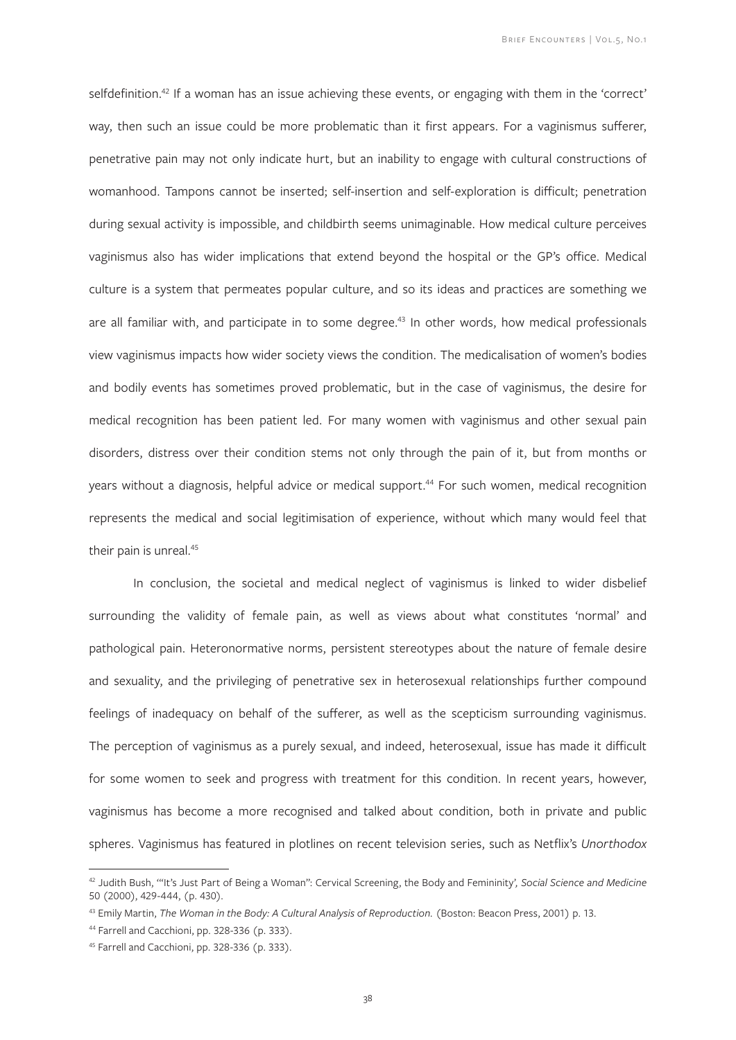selfdefinition.[42] If a woman has an issue achieving these events, or engaging with them in the 'correct' way, then such an issue could be more problematic than it first appears. For a vaginismus sufferer, penetrative pain may not only indicate hurt, but an inability to engage with cultural constructions of womanhood. Tampons cannot be inserted; self-insertion and self-exploration is difficult; penetration during sexual activity is impossible, and childbirth seems unimaginable. How medical culture perceives vaginismus also has wider implications that extend beyond the hospital or the GP's office. Medical culture is a system that permeates popular culture, and so its ideas and practices are something we are all familiar with, and participate in to some degree.[43] In other words, how medical professionals view vaginismus impacts how wider society views the condition. The medicalisation of women's bodies and bodily events has sometimes proved problematic, but in the case of vaginismus, the desire for medical recognition has been patient led. For many women with vaginismus and other sexual pain disorders, distress over their condition stems not only through the pain of it, but from months or years without a diagnosis, helpful advice or medical support.[44] For such women, medical recognition represents the medical and social legitimisation of experience, without which many would feel that their pain is unreal.[45]

In conclusion, the societal and medical neglect of vaginismus is linked to wider disbelief surrounding the validity of female pain, as well as views about what constitutes 'normal' and pathological pain. Heteronormative norms, persistent stereotypes about the nature of female desire and sexuality, and the privileging of penetrative sex in heterosexual relationships further compound feelings of inadequacy on behalf of the sufferer, as well as the scepticism surrounding vaginismus. The perception of vaginismus as a purely sexual, and indeed, heterosexual, issue has made it difficult for some women to seek and progress with treatment for this condition. In recent years, however, vaginismus has become a more recognised and talked about condition, both in private and public spheres. Vaginismus has featured in plotlines on recent television series, such as Netflix's *Unorthodox*

---

[42] Judith Bush, '"It's Just Part of Being a Woman": Cervical Screening, the Body and Femininity', *Social Science and Medicine* 50 (2000), 429-444, (p. 430).

[43] Emily Martin, *The Woman in the Body: A Cultural Analysis of Reproduction.* (Boston: Beacon Press, 2001) p. 13.

[44] Farrell and Cacchioni, pp. 328-336 (p. 333).

[45] Farrell and Cacchioni, pp. 328-336 (p. 333).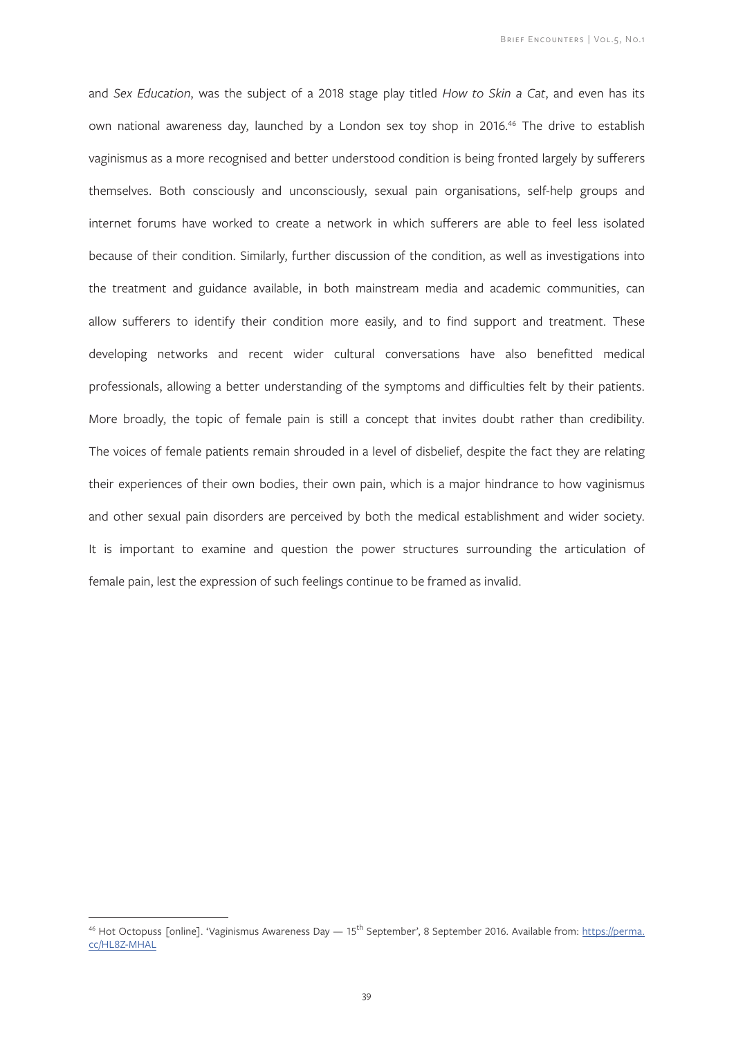and *Sex Education*, was the subject of a 2018 stage play titled *How to Skin a Cat*, and even has its own national awareness day, launched by a London sex toy shop in 2016.[46] The drive to establish vaginismus as a more recognised and better understood condition is being fronted largely by sufferers themselves. Both consciously and unconsciously, sexual pain organisations, self-help groups and internet forums have worked to create a network in which sufferers are able to feel less isolated because of their condition. Similarly, further discussion of the condition, as well as investigations into the treatment and guidance available, in both mainstream media and academic communities, can allow sufferers to identify their condition more easily, and to find support and treatment. These developing networks and recent wider cultural conversations have also benefitted medical professionals, allowing a better understanding of the symptoms and difficulties felt by their patients. More broadly, the topic of female pain is still a concept that invites doubt rather than credibility. The voices of female patients remain shrouded in a level of disbelief, despite the fact they are relating their experiences of their own bodies, their own pain, which is a major hindrance to how vaginismus and other sexual pain disorders are perceived by both the medical establishment and wider society. It is important to examine and question the power structures surrounding the articulation of female pain, lest the expression of such feelings continue to be framed as invalid.

---

[46] Hot Octopuss [online]. 'Vaginismus Awareness Day — 15th September', 8 September 2016. Available from: https://perma.cc/HL8Z-MHAL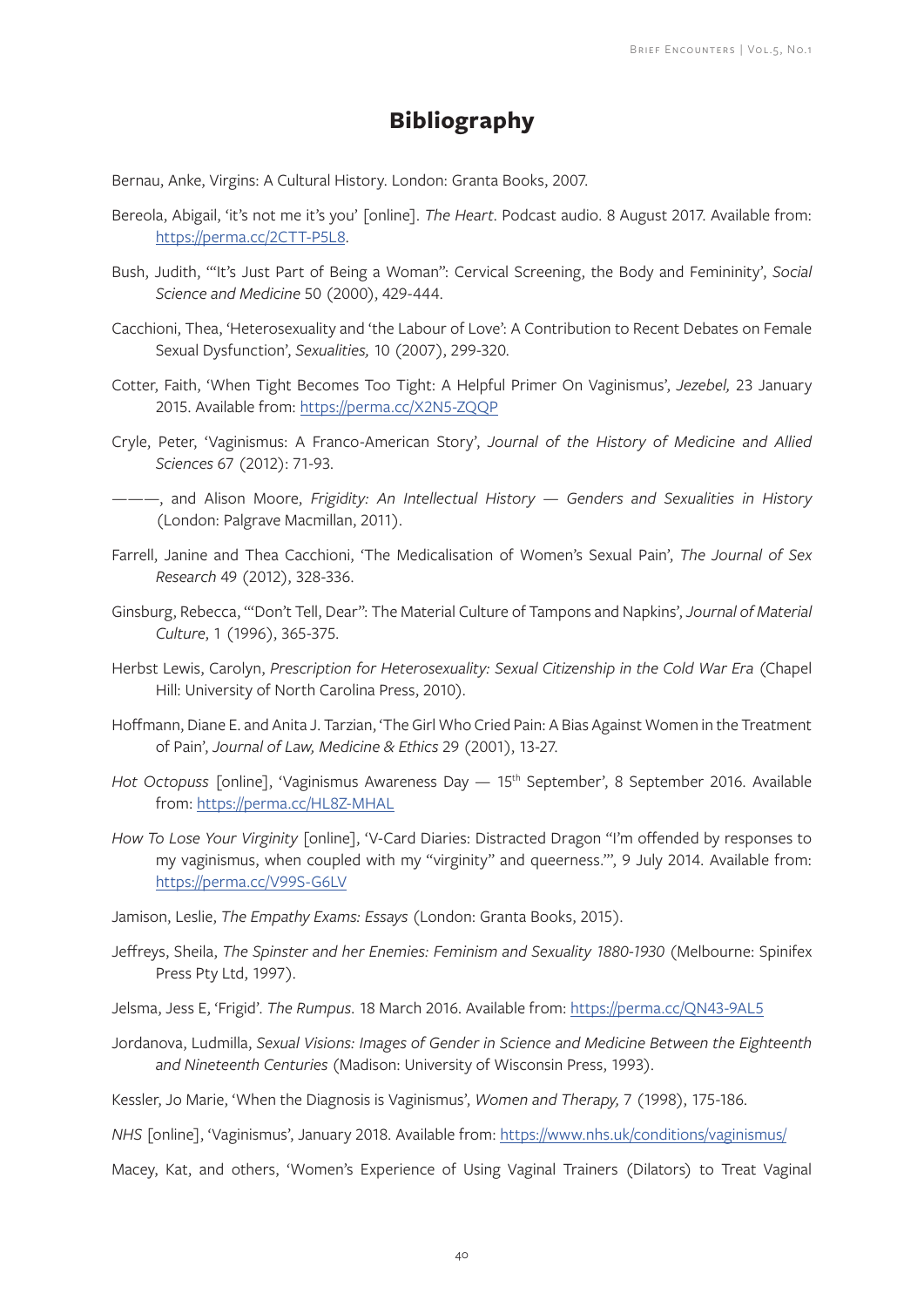# Bibliography

Bernau, Anke, Virgins: A Cultural History. London: Granta Books, 2007.

Bereola, Abigail, 'it's not me it's you' [online]. *The Heart*. Podcast audio. 8 August 2017. Available from: https://perma.cc/2CTT-P5L8.

Bush, Judith, '"It's Just Part of Being a Woman": Cervical Screening, the Body and Femininity', *Social Science and Medicine* 50 (2000), 429-444.

Cacchioni, Thea, 'Heterosexuality and 'the Labour of Love': A Contribution to Recent Debates on Female Sexual Dysfunction', *Sexualities,* 10 (2007), 299-320.

Cotter, Faith, 'When Tight Becomes Too Tight: A Helpful Primer On Vaginismus', *Jezebel,* 23 January 2015. Available from: https://perma.cc/X2N5-ZQQP

Cryle, Peter, 'Vaginismus: A Franco-American Story', *Journal of the History of Medicine and Allied Sciences* 67 (2012): 71-93.

———, and Alison Moore, *Frigidity: An Intellectual History — Genders and Sexualities in History* (London: Palgrave Macmillan, 2011).

Farrell, Janine and Thea Cacchioni, 'The Medicalisation of Women's Sexual Pain', *The Journal of Sex Research* 49 (2012), 328-336.

Ginsburg, Rebecca, '"Don't Tell, Dear": The Material Culture of Tampons and Napkins', *Journal of Material Culture*, 1 (1996), 365-375.

Herbst Lewis, Carolyn, *Prescription for Heterosexuality: Sexual Citizenship in the Cold War Era* (Chapel Hill: University of North Carolina Press, 2010).

Hoffmann, Diane E. and Anita J. Tarzian, 'The Girl Who Cried Pain: A Bias Against Women in the Treatment of Pain', *Journal of Law, Medicine & Ethics* 29 (2001), 13-27.

*Hot Octopuss* [online], 'Vaginismus Awareness Day — 15th September', 8 September 2016. Available from: https://perma.cc/HL8Z-MHAL

*How To Lose Your Virginity* [online], 'V-Card Diaries: Distracted Dragon "I'm offended by responses to my vaginismus, when coupled with my "virginity" and queerness."', 9 July 2014. Available from: https://perma.cc/V99S-G6LV

Jamison, Leslie, *The Empathy Exams: Essays* (London: Granta Books, 2015).

Jeffreys, Sheila, *The Spinster and her Enemies: Feminism and Sexuality 1880-1930* (Melbourne: Spinifex Press Pty Ltd, 1997).

Jelsma, Jess E, 'Frigid'. *The Rumpus*. 18 March 2016. Available from: https://perma.cc/QN43-9AL5

Jordanova, Ludmilla, *Sexual Visions: Images of Gender in Science and Medicine Between the Eighteenth and Nineteenth Centuries* (Madison: University of Wisconsin Press, 1993).

Kessler, Jo Marie, 'When the Diagnosis is Vaginismus', *Women and Therapy,* 7 (1998), 175-186.

*NHS* [online], 'Vaginismus', January 2018. Available from: https://www.nhs.uk/conditions/vaginismus/

Macey, Kat, and others, 'Women's Experience of Using Vaginal Trainers (Dilators) to Treat Vaginal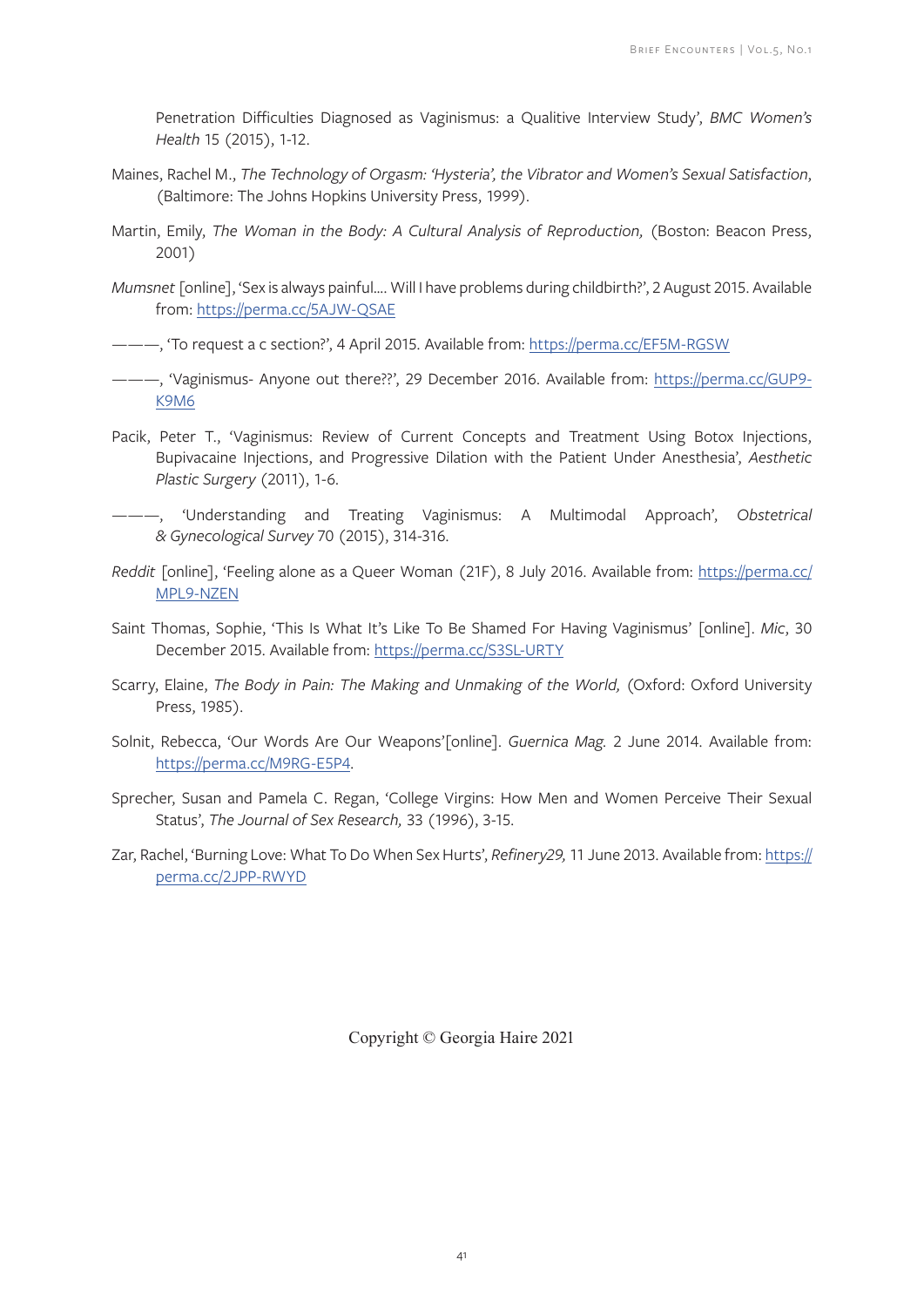Penetration Difficulties Diagnosed as Vaginismus: a Qualitive Interview Study', *BMC Women's Health* 15 (2015), 1-12.

Maines, Rachel M., *The Technology of Orgasm: 'Hysteria', the Vibrator and Women's Sexual Satisfaction*, (Baltimore: The Johns Hopkins University Press, 1999).

Martin, Emily, *The Woman in the Body: A Cultural Analysis of Reproduction,* (Boston: Beacon Press, 2001)

*Mumsnet* [online], 'Sex is always painful.... Will I have problems during childbirth?', 2 August 2015. Available from: https://perma.cc/5AJW-QSAE

———, 'To request a c section?', 4 April 2015. Available from: https://perma.cc/EF5M-RGSW

———, 'Vaginismus- Anyone out there??', 29 December 2016. Available from: https://perma.cc/GUP9-K9M6

Pacik, Peter T., 'Vaginismus: Review of Current Concepts and Treatment Using Botox Injections, Bupivacaine Injections, and Progressive Dilation with the Patient Under Anesthesia', *Aesthetic Plastic Surgery* (2011), 1-6.

———, 'Understanding and Treating Vaginismus: A Multimodal Approach', *Obstetrical & Gynecological Survey* 70 (2015), 314-316.

*Reddit* [online], 'Feeling alone as a Queer Woman (21F), 8 July 2016. Available from: https://perma.cc/MPL9-NZEN

Saint Thomas, Sophie, 'This Is What It's Like To Be Shamed For Having Vaginismus' [online]. *Mic*, 30 December 2015. Available from: https://perma.cc/S3SL-URTY

Scarry, Elaine, *The Body in Pain: The Making and Unmaking of the World,* (Oxford: Oxford University Press, 1985).

Solnit, Rebecca, 'Our Words Are Our Weapons'[online]. *Guernica Mag.* 2 June 2014. Available from: https://perma.cc/M9RG-E5P4.

Sprecher, Susan and Pamela C. Regan, 'College Virgins: How Men and Women Perceive Their Sexual Status', *The Journal of Sex Research,* 33 (1996), 3-15.

Zar, Rachel, 'Burning Love: What To Do When Sex Hurts', *Refinery29,* 11 June 2013. Available from: https://perma.cc/2JPP-RWYD

Copyright © Georgia Haire 2021